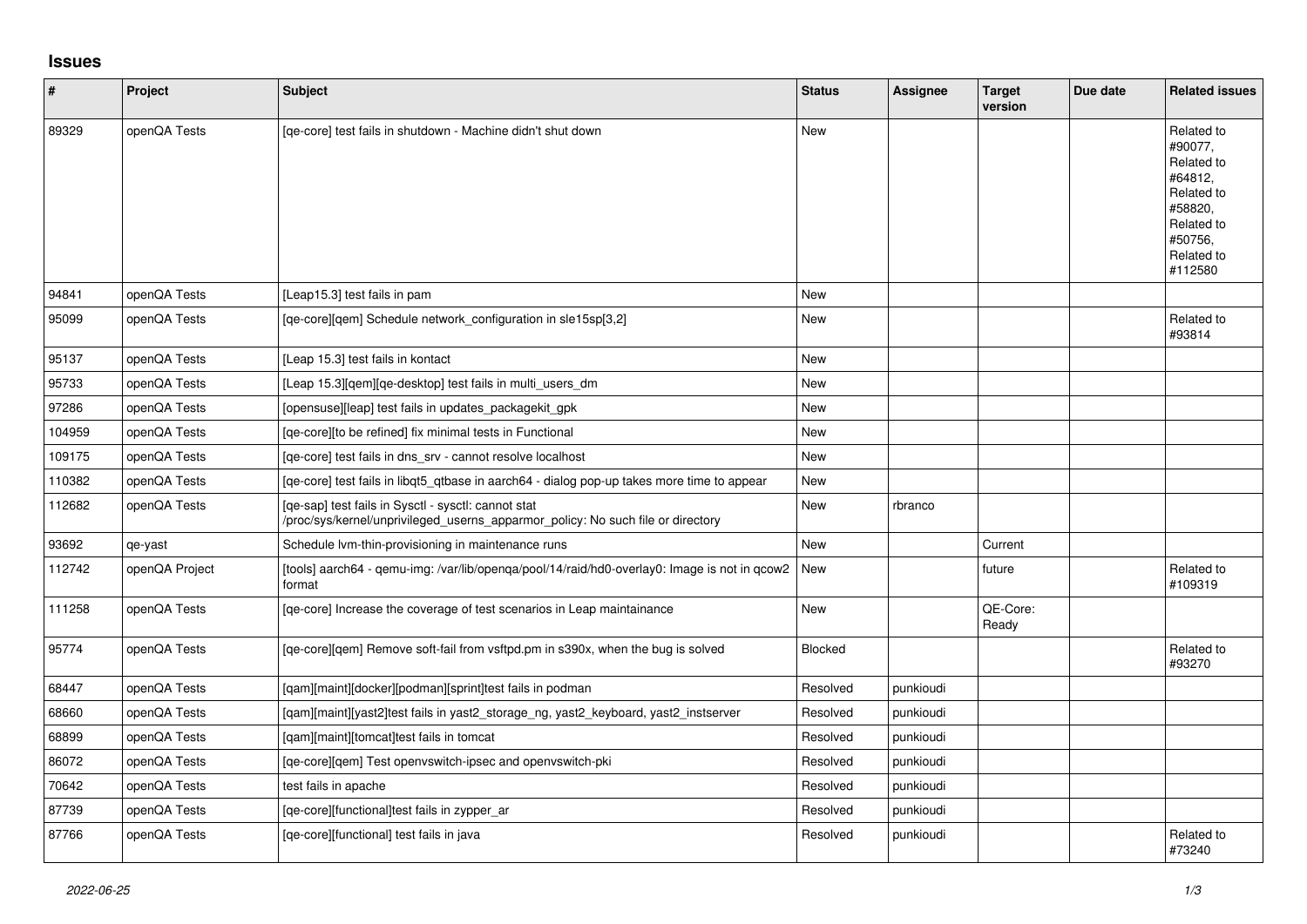# Issues

| # | Project | Subject | Status | Assignee | Target version | Due date | Related issues |
|---|---|---|---|---|---|---|---|
| 89329 | openQA Tests | [qe-core] test fails in shutdown - Machine didn't shut down | New | | | | Related to #90077, Related to #64812, Related to #58820, Related to #50756, Related to #112580 |
| 94841 | openQA Tests | [Leap15.3] test fails in pam | New | | | | |
| 95099 | openQA Tests | [qe-core][qem] Schedule network_configuration in sle15sp[3,2] | New | | | | Related to #93814 |
| 95137 | openQA Tests | [Leap 15.3] test fails in kontact | New | | | | |
| 95733 | openQA Tests | [Leap 15.3][qem][qe-desktop] test fails in multi_users_dm | New | | | | |
| 97286 | openQA Tests | [opensuse][leap] test fails in updates_packagekit_gpk | New | | | | |
| 104959 | openQA Tests | [qe-core][to be refined] fix minimal tests in Functional | New | | | | |
| 109175 | openQA Tests | [qe-core] test fails in dns_srv - cannot resolve localhost | New | | | | |
| 110382 | openQA Tests | [qe-core] test fails in libqt5_qtbase in aarch64 - dialog pop-up takes more time to appear | New | | | | |
| 112682 | openQA Tests | [qe-sap] test fails in Sysctl - sysctl: cannot stat /proc/sys/kernel/unprivileged_userns_apparmor_policy: No such file or directory | New | rbranco | | | |
| 93692 | qe-yast | Schedule lvm-thin-provisioning in maintenance runs | New | | Current | | |
| 112742 | openQA Project | [tools] aarch64 - qemu-img: /var/lib/openqa/pool/14/raid/hd0-overlay0: Image is not in qcow2 format | New | | future | | Related to #109319 |
| 111258 | openQA Tests | [qe-core] Increase the coverage of test scenarios in Leap maintainance | New | | QE-Core: Ready | | |
| 95774 | openQA Tests | [qe-core][qem] Remove soft-fail from vsftpd.pm in s390x, when the bug is solved | Blocked | | | | Related to #93270 |
| 68447 | openQA Tests | [qam][maint][docker][podman][sprint]test fails in podman | Resolved | punkioudi | | | |
| 68660 | openQA Tests | [qam][maint][yast2]test fails in yast2_storage_ng, yast2_keyboard, yast2_instserver | Resolved | punkioudi | | | |
| 68899 | openQA Tests | [qam][maint][tomcat]test fails in tomcat | Resolved | punkioudi | | | |
| 86072 | openQA Tests | [qe-core][qem] Test openvswitch-ipsec and openvswitch-pki | Resolved | punkioudi | | | |
| 70642 | openQA Tests | test fails in apache | Resolved | punkioudi | | | |
| 87739 | openQA Tests | [qe-core][functional]test fails in zypper_ar | Resolved | punkioudi | | | |
| 87766 | openQA Tests | [qe-core][functional] test fails in java | Resolved | punkioudi | | | Related to #73240 |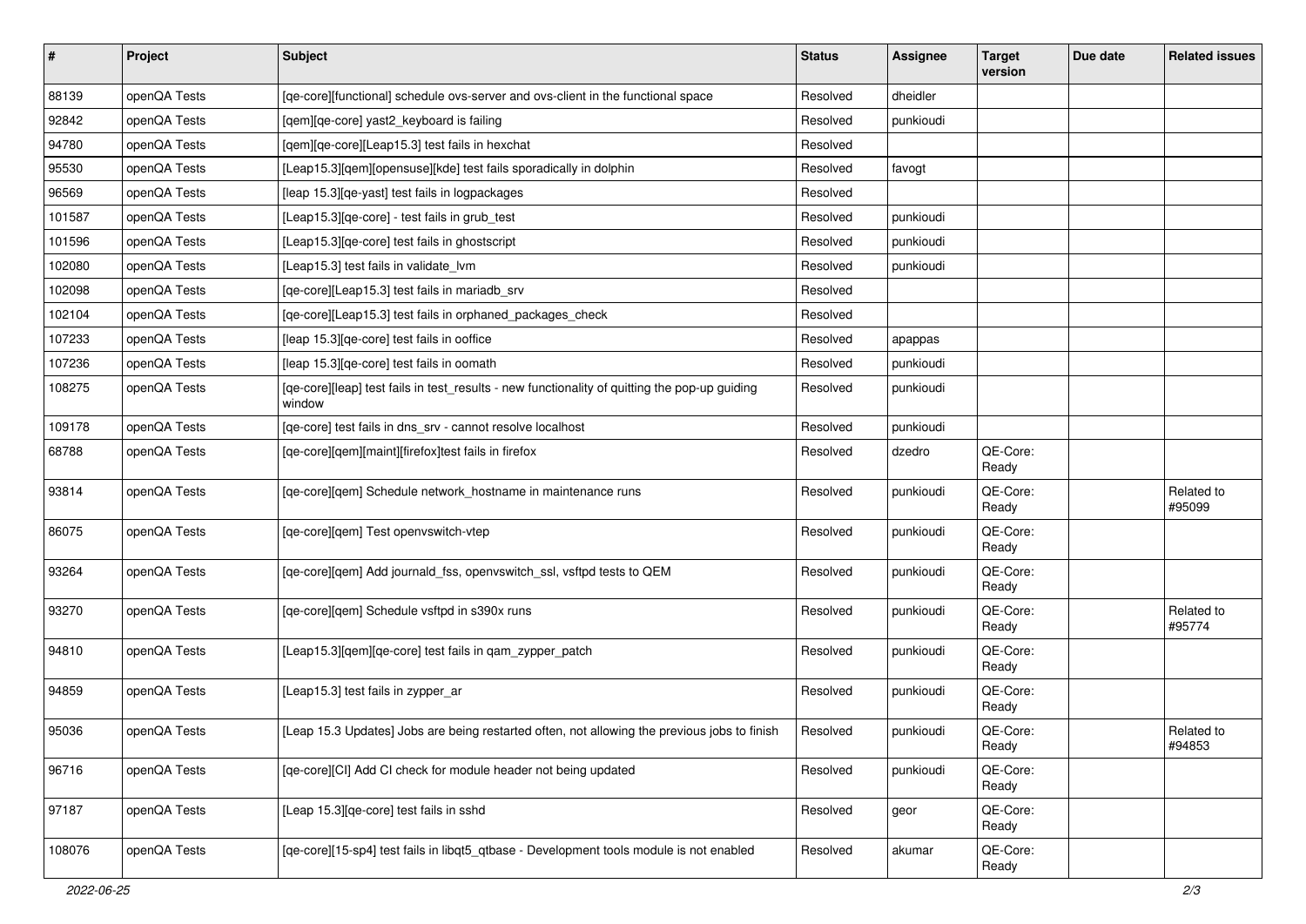| # | Project | Subject | Status | Assignee | Target version | Due date | Related issues |
|---|---|---|---|---|---|---|---|
| 88139 | openQA Tests | [qe-core][functional] schedule ovs-server and ovs-client in the functional space | Resolved | dheidler | | | |
| 92842 | openQA Tests | [qem][qe-core] yast2_keyboard is failing | Resolved | punkioudi | | | |
| 94780 | openQA Tests | [qem][qe-core][Leap15.3] test fails in hexchat | Resolved | | | | |
| 95530 | openQA Tests | [Leap15.3][qem][opensuse][kde] test fails sporadically in dolphin | Resolved | favogt | | | |
| 96569 | openQA Tests | [leap 15.3][qe-yast] test fails in logpackages | Resolved | | | | |
| 101587 | openQA Tests | [Leap15.3][qe-core] - test fails in grub_test | Resolved | punkioudi | | | |
| 101596 | openQA Tests | [Leap15.3][qe-core] test fails in ghostscript | Resolved | punkioudi | | | |
| 102080 | openQA Tests | [Leap15.3] test fails in validate_lvm | Resolved | punkioudi | | | |
| 102098 | openQA Tests | [qe-core][Leap15.3] test fails in mariadb_srv | Resolved | | | | |
| 102104 | openQA Tests | [qe-core][Leap15.3] test fails in orphaned_packages_check | Resolved | | | | |
| 107233 | openQA Tests | [leap 15.3][qe-core] test fails in ooffice | Resolved | apappas | | | |
| 107236 | openQA Tests | [leap 15.3][qe-core] test fails in oomath | Resolved | punkioudi | | | |
| 108275 | openQA Tests | [qe-core][leap] test fails in test_results - new functionality of quitting the pop-up guiding window | Resolved | punkioudi | | | |
| 109178 | openQA Tests | [qe-core] test fails in dns_srv - cannot resolve localhost | Resolved | punkioudi | | | |
| 68788 | openQA Tests | [qe-core][qem][maint][firefox]test fails in firefox | Resolved | dzedro | QE-Core: Ready | | |
| 93814 | openQA Tests | [qe-core][qem] Schedule network_hostname in maintenance runs | Resolved | punkioudi | QE-Core: Ready | | Related to #95099 |
| 86075 | openQA Tests | [qe-core][qem] Test openvswitch-vtep | Resolved | punkioudi | QE-Core: Ready | | |
| 93264 | openQA Tests | [qe-core][qem] Add journald_fss, openvswitch_ssl, vsftpd tests to QEM | Resolved | punkioudi | QE-Core: Ready | | |
| 93270 | openQA Tests | [qe-core][qem] Schedule vsftpd in s390x runs | Resolved | punkioudi | QE-Core: Ready | | Related to #95774 |
| 94810 | openQA Tests | [Leap15.3][qem][qe-core] test fails in qam_zypper_patch | Resolved | punkioudi | QE-Core: Ready | | |
| 94859 | openQA Tests | [Leap15.3] test fails in zypper_ar | Resolved | punkioudi | QE-Core: Ready | | |
| 95036 | openQA Tests | [Leap 15.3 Updates] Jobs are being restarted often, not allowing the previous jobs to finish | Resolved | punkioudi | QE-Core: Ready | | Related to #94853 |
| 96716 | openQA Tests | [qe-core][CI] Add CI check for module header not being updated | Resolved | punkioudi | QE-Core: Ready | | |
| 97187 | openQA Tests | [Leap 15.3][qe-core] test fails in sshd | Resolved | geor | QE-Core: Ready | | |
| 108076 | openQA Tests | [qe-core][15-sp4] test fails in libqt5_qtbase - Development tools module is not enabled | Resolved | akumar | QE-Core: Ready | | |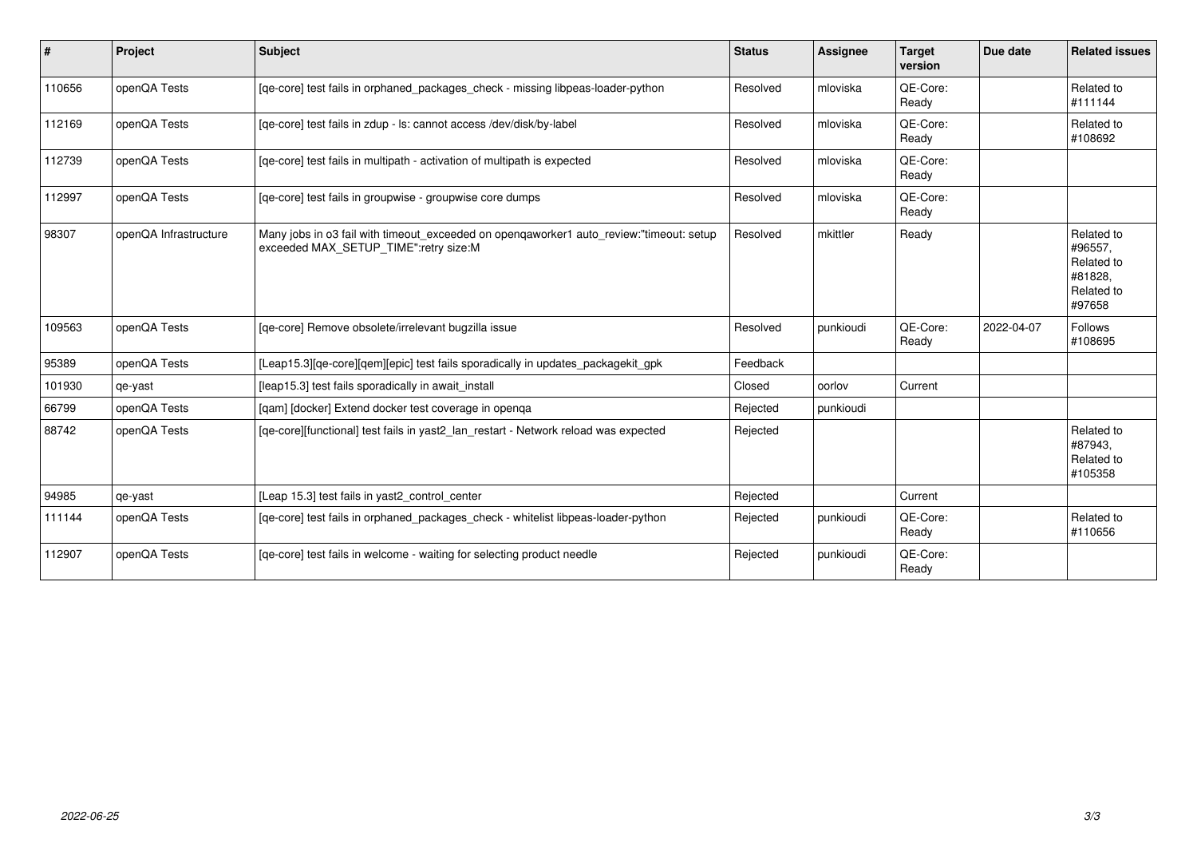| # | Project | Subject | Status | Assignee | Target version | Due date | Related issues |
|---|---|---|---|---|---|---|---|
| 110656 | openQA Tests | [qe-core] test fails in orphaned_packages_check - missing libpeas-loader-python | Resolved | mloviska | QE-Core: Ready | | Related to #111144 |
| 112169 | openQA Tests | [qe-core] test fails in zdup - ls: cannot access /dev/disk/by-label | Resolved | mloviska | QE-Core: Ready | | Related to #108692 |
| 112739 | openQA Tests | [qe-core] test fails in multipath - activation of multipath is expected | Resolved | mloviska | QE-Core: Ready | | |
| 112997 | openQA Tests | [qe-core] test fails in groupwise - groupwise core dumps | Resolved | mloviska | QE-Core: Ready | | |
| 98307 | openQA Infrastructure | Many jobs in o3 fail with timeout_exceeded on openqaworker1 auto_review:"timeout: setup exceeded MAX_SETUP_TIME":retry size:M | Resolved | mkittler | Ready | | Related to #96557, Related to #81828, Related to #97658 |
| 109563 | openQA Tests | [qe-core] Remove obsolete/irrelevant bugzilla issue | Resolved | punkioudi | QE-Core: Ready | 2022-04-07 | Follows #108695 |
| 95389 | openQA Tests | [Leap15.3][qe-core][qem][epic] test fails sporadically in updates_packagekit_gpk | Feedback | | | | |
| 101930 | qe-yast | [leap15.3] test fails sporadically in await_install | Closed | oorlov | Current | | |
| 66799 | openQA Tests | [qam] [docker] Extend docker test coverage in openqa | Rejected | punkioudi | | | |
| 88742 | openQA Tests | [qe-core][functional] test fails in yast2_lan_restart - Network reload was expected | Rejected | | | | Related to #87943, Related to #105358 |
| 94985 | qe-yast | [Leap 15.3] test fails in yast2_control_center | Rejected | | Current | | |
| 111144 | openQA Tests | [qe-core] test fails in orphaned_packages_check - whitelist libpeas-loader-python | Rejected | punkioudi | QE-Core: Ready | | Related to #110656 |
| 112907 | openQA Tests | [qe-core] test fails in welcome - waiting for selecting product needle | Rejected | punkioudi | QE-Core: Ready | | |